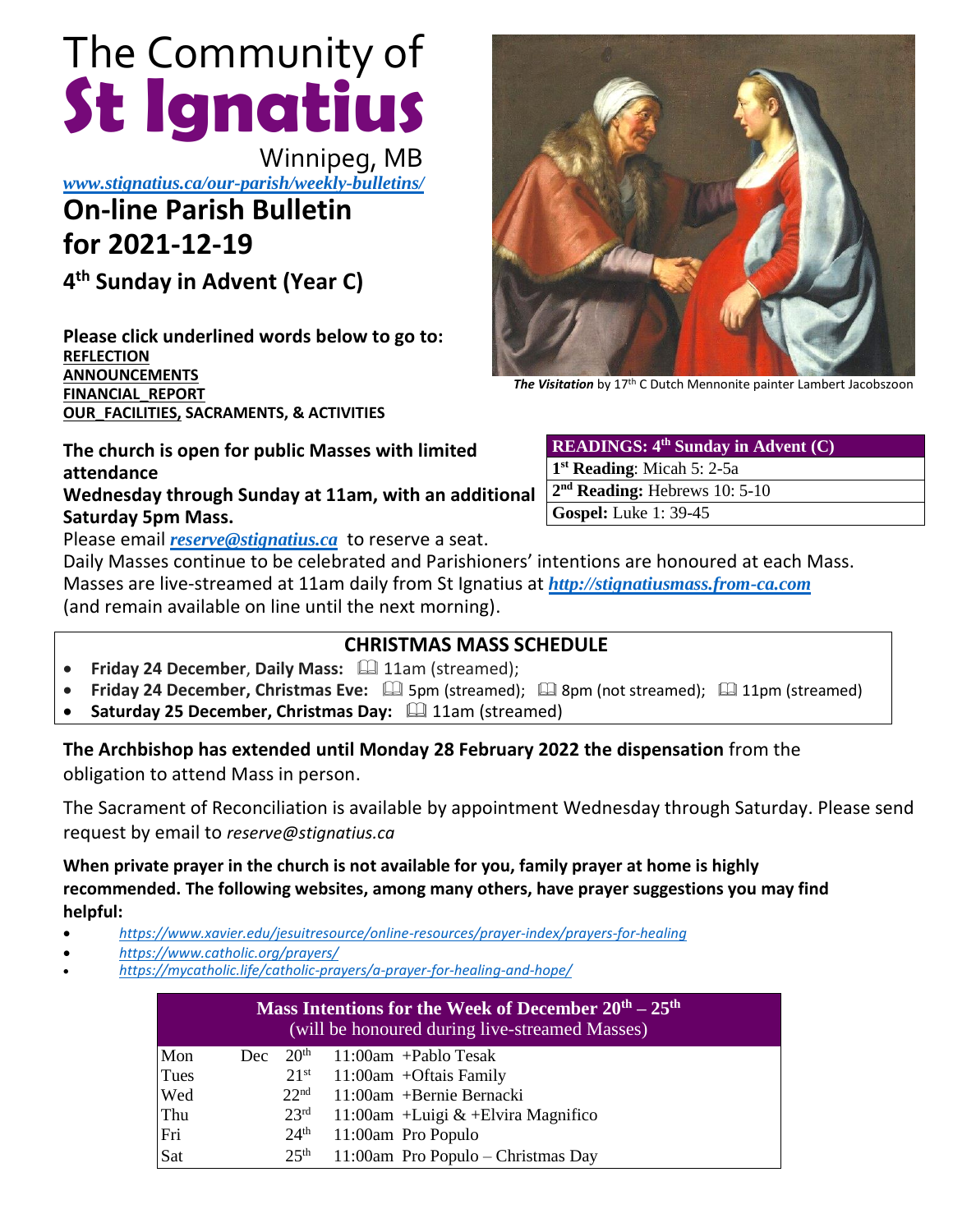# The Community of St Ignatius

Winnipeg, MB

*www.stignatius.ca/our-parish/weekly-bulletins/*

# On-line Parish Bulletin for 2021-12-19

## 4th Sunday in Advent (Year C)

**Please click underlined words below to go to:**

**REFLECTION**
**ANNOUNCEMENTS**
**FINANCIAL_REPORT**
**OUR_FACILITIES, SACRAMENTS, & ACTIVITIES**

***The Visitation*** by 17th C Dutch Mennonite painter Lambert Jacobszoon

| READINGS: 4th Sunday in Advent (C) |
|---|
| **1st Reading**: Micah 5: 2-5a |
| **2nd Reading:** Hebrews 10: 5-10 |
| **Gospel:** Luke 1: 39-45 |

**The church is open for public Masses with limited attendance**
**Wednesday through Sunday at 11am, with an additional Saturday 5pm Mass.**
Please email ***reserve@stignatius.ca*** to reserve a seat.
Daily Masses continue to be celebrated and Parishioners' intentions are honoured at each Mass.
Masses are live-streamed at 11am daily from St Ignatius at ***http://stignatiusmass.from-ca.com*** (and remain available on line until the next morning).

### CHRISTMAS MASS SCHEDULE

- **Friday 24 December**, **Daily Mass:** 11am (streamed);
- **Friday 24 December, Christmas Eve:** 5pm (streamed); 8pm (not streamed); 11pm (streamed)
- **Saturday 25 December, Christmas Day:** 11am (streamed)

**The Archbishop has extended until Monday 28 February 2022 the dispensation** from the obligation to attend Mass in person.

The Sacrament of Reconciliation is available by appointment Wednesday through Saturday. Please send request by email to *reserve@stignatius.ca*

**When private prayer in the church is not available for you, family prayer at home is highly recommended. The following websites, among many others, have prayer suggestions you may find helpful:**

- *https://www.xavier.edu/jesuitresource/online-resources/prayer-index/prayers-for-healing*
- *https://www.catholic.org/prayers/*
- *https://mycatholic.life/catholic-prayers/a-prayer-for-healing-and-hope/*

| Mass Intentions for the Week of December 20th – 25th (will be honoured during live-streamed Masses) | | | | |
|---|---|---|---|---|
| Mon | Dec | 20th | 11:00am | +Pablo Tesak |
| Tues | | 21st | 11:00am | +Oftais Family |
| Wed | | 22nd | 11:00am | +Bernie Bernacki |
| Thu | | 23rd | 11:00am | +Luigi & +Elvira Magnifico |
| Fri | | 24th | 11:00am | Pro Populo |
| Sat | | 25th | 11:00am | Pro Populo – Christmas Day |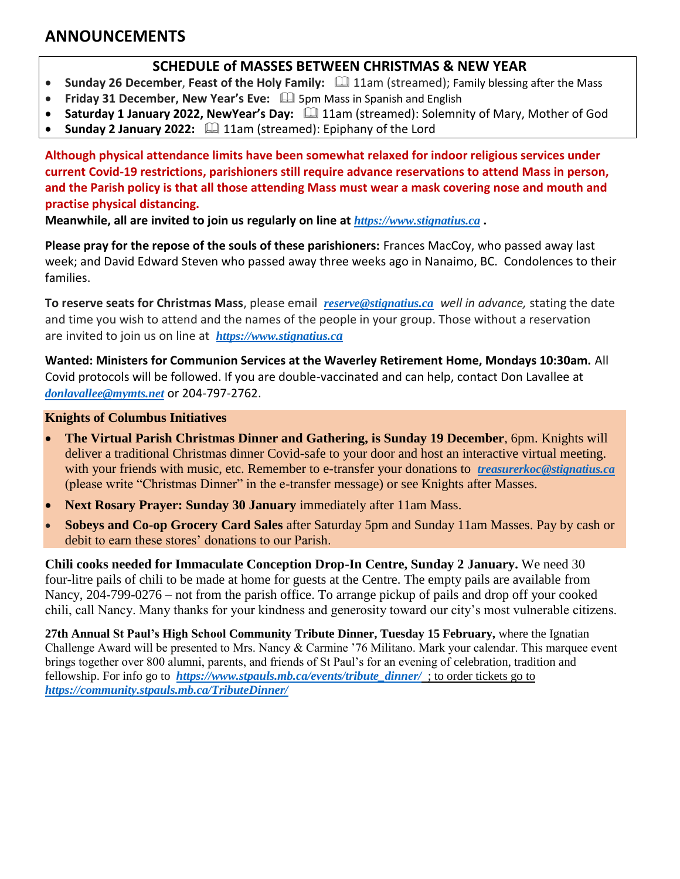# ANNOUNCEMENTS

## SCHEDULE of MASSES BETWEEN CHRISTMAS & NEW YEAR

- **Sunday 26 December**, **Feast of the Holy Family:** 📖 11am (streamed); Family blessing after the Mass
- **Friday 31 December, New Year's Eve:** 📖 5pm Mass in Spanish and English
- **Saturday 1 January 2022, NewYear's Day:** 📖 11am (streamed): Solemnity of Mary, Mother of God
- **Sunday 2 January 2022:** 📖 11am (streamed): Epiphany of the Lord

**Although physical attendance limits have been somewhat relaxed for indoor religious services under current Covid-19 restrictions, parishioners still require advance reservations to attend Mass in person, and the Parish policy is that all those attending Mass must wear a mask covering nose and mouth and practise physical distancing.**

**Meanwhile, all are invited to join us regularly on line at *https://www.stignatius.ca* .**

**Please pray for the repose of the souls of these parishioners:** Frances MacCoy, who passed away last week; and David Edward Steven who passed away three weeks ago in Nanaimo, BC. Condolences to their families.

**To reserve seats for Christmas Mass**, please email ***reserve@stignatius.ca*** *well in advance,* stating the date and time you wish to attend and the names of the people in your group. Those without a reservation are invited to join us on line at ***https://www.stignatius.ca***

**Wanted: Ministers for Communion Services at the Waverley Retirement Home, Mondays 10:30am.** All Covid protocols will be followed. If you are double-vaccinated and can help, contact Don Lavallee at ***donlavallee@mymts.net*** or 204-797-2762.

**Knights of Columbus Initiatives**

- **The Virtual Parish Christmas Dinner and Gathering, is Sunday 19 December**, 6pm. Knights will deliver a traditional Christmas dinner Covid-safe to your door and host an interactive virtual meeting. with your friends with music, etc. Remember to e-transfer your donations to ***treasurerkoc@stignatius.ca*** (please write "Christmas Dinner" in the e-transfer message) or see Knights after Masses.
- **Next Rosary Prayer: Sunday 30 January** immediately after 11am Mass.
- **Sobeys and Co-op Grocery Card Sales** after Saturday 5pm and Sunday 11am Masses. Pay by cash or debit to earn these stores' donations to our Parish.

**Chili cooks needed for Immaculate Conception Drop-In Centre, Sunday 2 January.** We need 30 four-litre pails of chili to be made at home for guests at the Centre. The empty pails are available from Nancy, 204-799-0276 – not from the parish office. To arrange pickup of pails and drop off your cooked chili, call Nancy. Many thanks for your kindness and generosity toward our city's most vulnerable citizens.

**27th Annual St Paul's High School Community Tribute Dinner, Tuesday 15 February,** where the Ignatian Challenge Award will be presented to Mrs. Nancy & Carmine '76 Militano. Mark your calendar. This marquee event brings together over 800 alumni, parents, and friends of St Paul's for an evening of celebration, tradition and fellowship. For info go to ***https://www.stpauls.mb.ca/events/tribute_dinner/*** ; to order tickets go to ***https://community.stpauls.mb.ca/TributeDinner/***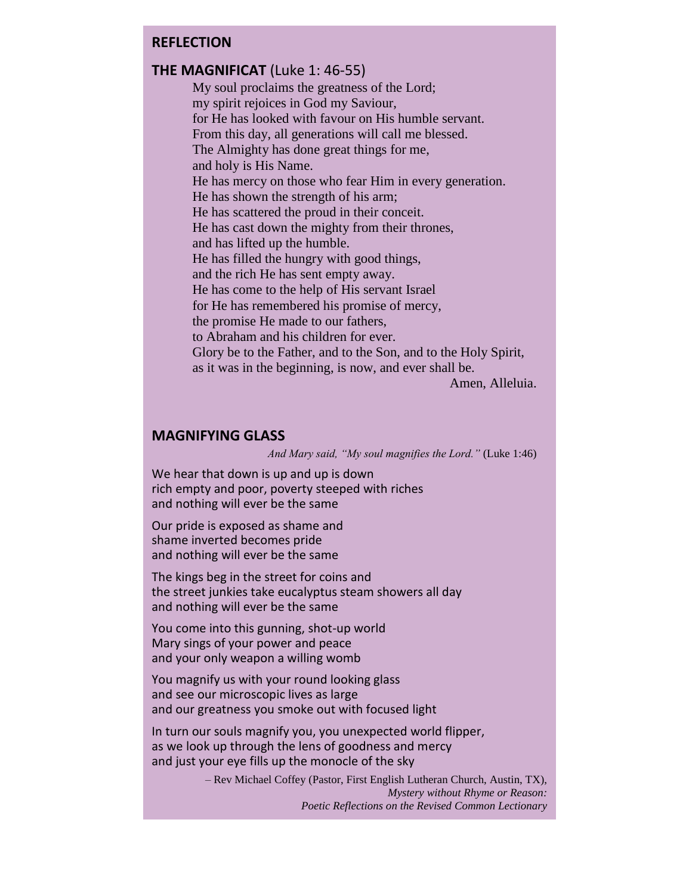## REFLECTION

### **THE MAGNIFICAT** (Luke 1: 46-55)

My soul proclaims the greatness of the Lord;  
my spirit rejoices in God my Saviour,  
for He has looked with favour on His humble servant.  
From this day, all generations will call me blessed.  
The Almighty has done great things for me,  
and holy is His Name.  
He has mercy on those who fear Him in every generation.  
He has shown the strength of his arm;  
He has scattered the proud in their conceit.  
He has cast down the mighty from their thrones,  
and has lifted up the humble.  
He has filled the hungry with good things,  
and the rich He has sent empty away.  
He has come to the help of His servant Israel  
for He has remembered his promise of mercy,  
the promise He made to our fathers,  
to Abraham and his children for ever.  
Glory be to the Father, and to the Son, and to the Holy Spirit,  
as it was in the beginning, is now, and ever shall be.  
Amen, Alleluia.

### MAGNIFYING GLASS

*And Mary said, "My soul magnifies the Lord."* (Luke 1:46)

We hear that down is up and up is down  
rich empty and poor, poverty steeped with riches  
and nothing will ever be the same

Our pride is exposed as shame and  
shame inverted becomes pride  
and nothing will ever be the same

The kings beg in the street for coins and  
the street junkies take eucalyptus steam showers all day  
and nothing will ever be the same

You come into this gunning, shot-up world  
Mary sings of your power and peace  
and your only weapon a willing womb

You magnify us with your round looking glass  
and see our microscopic lives as large  
and our greatness you smoke out with focused light

In turn our souls magnify you, you unexpected world flipper,  
as we look up through the lens of goodness and mercy  
and just your eye fills up the monocle of the sky

– Rev Michael Coffey (Pastor, First English Lutheran Church, Austin, TX),  
*Mystery without Rhyme or Reason: Poetic Reflections on the Revised Common Lectionary*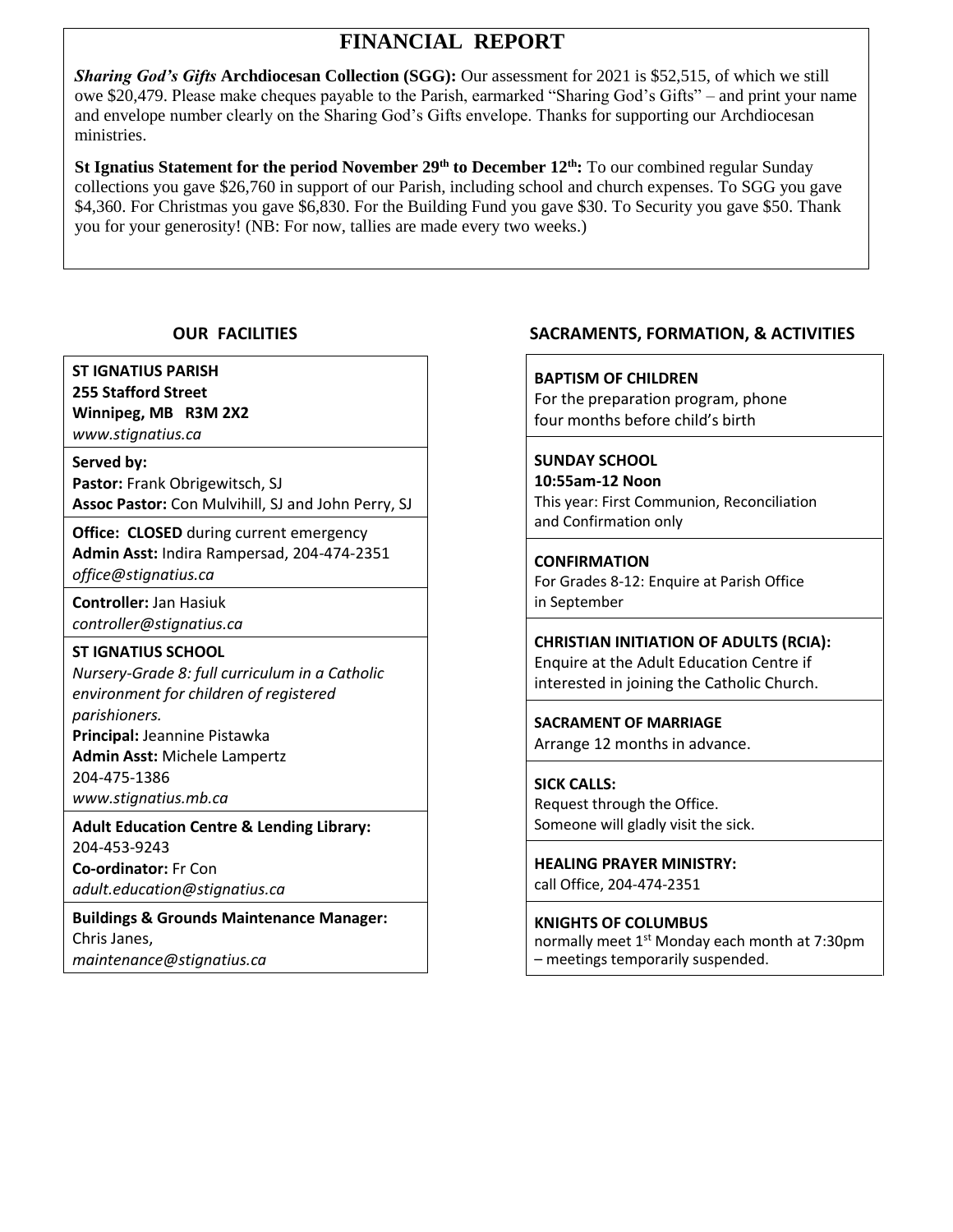# FINANCIAL REPORT

***Sharing God's Gifts* Archdiocesan Collection (SGG):** Our assessment for 2021 is $52,515, of which we still owe $20,479. Please make cheques payable to the Parish, earmarked "Sharing God's Gifts" – and print your name and envelope number clearly on the Sharing God's Gifts envelope. Thanks for supporting our Archdiocesan ministries.

**St Ignatius Statement for the period November 29th to December 12th:** To our combined regular Sunday collections you gave $26,760 in support of our Parish, including school and church expenses. To SGG you gave $4,360. For Christmas you gave $6,830. For the Building Fund you gave $30. To Security you gave $50. Thank you for your generosity! (NB: For now, tallies are made every two weeks.)

## OUR FACILITIES

**ST IGNATIUS PARISH**
**255 Stafford Street**
**Winnipeg, MB R3M 2X2**
*www.stignatius.ca*

**Served by:**
**Pastor:** Frank Obrigewitsch, SJ
**Assoc Pastor:** Con Mulvihill, SJ and John Perry, SJ

**Office: CLOSED** during current emergency
**Admin Asst:** Indira Rampersad, 204-474-2351
*office@stignatius.ca*

**Controller:** Jan Hasiuk
*controller@stignatius.ca*

**ST IGNATIUS SCHOOL**
*Nursery-Grade 8: full curriculum in a Catholic environment for children of registered parishioners.*
**Principal:** Jeannine Pistawka
**Admin Asst:** Michele Lampertz
204-475-1386
*www.stignatius.mb.ca*

**Adult Education Centre & Lending Library:**
204-453-9243
**Co-ordinator:** Fr Con
*adult.education@stignatius.ca*

**Buildings & Grounds Maintenance Manager:**
Chris Janes,
*maintenance@stignatius.ca*

## SACRAMENTS, FORMATION, & ACTIVITIES

**BAPTISM OF CHILDREN**
For the preparation program, phone four months before child's birth

**SUNDAY SCHOOL**
**10:55am-12 Noon**
This year: First Communion, Reconciliation and Confirmation only

**CONFIRMATION**
For Grades 8-12: Enquire at Parish Office in September

**CHRISTIAN INITIATION OF ADULTS (RCIA):**
Enquire at the Adult Education Centre if interested in joining the Catholic Church.

**SACRAMENT OF MARRIAGE**
Arrange 12 months in advance.

**SICK CALLS:**
Request through the Office.
Someone will gladly visit the sick.

**HEALING PRAYER MINISTRY:**
call Office, 204-474-2351

**KNIGHTS OF COLUMBUS**
normally meet 1st Monday each month at 7:30pm – meetings temporarily suspended.